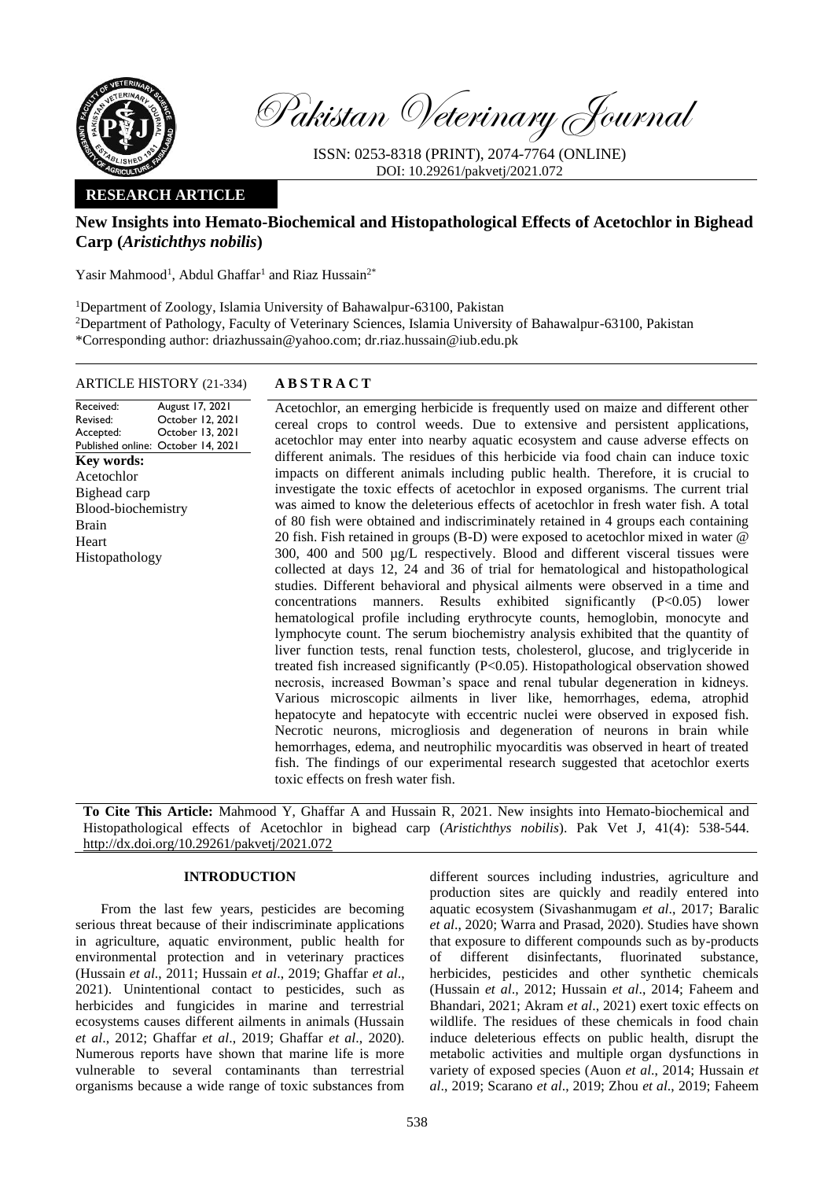Pakistan Veterinary Journal

ISSN: 0253-8318 (PRINT), 2074-7764 (ONLINE)
DOI: 10.29261/pakvetj/2021.072

**RESEARCH ARTICLE**

# New Insights into Hemato-Biochemical and Histopathological Effects of Acetochlor in Bighead Carp (*Aristichthys nobilis*)

Yasir Mahmood[1], Abdul Ghaffar[1] and Riaz Hussain[2*]

[1]Department of Zoology, Islamia University of Bahawalpur-63100, Pakistan
[2]Department of Pathology, Faculty of Veterinary Sciences, Islamia University of Bahawalpur-63100, Pakistan
*Corresponding author: driazhussain@yahoo.com; dr.riaz.hussain@iub.edu.pk

ARTICLE HISTORY (21-334)

| | |
|---|---|
| Received: | August 17, 2021 |
| Revised: | October 12, 2021 |
| Accepted: | October 13, 2021 |
| Published online: | October 14, 2021 |

**Key words:**
Acetochlor
Bighead carp
Blood-biochemistry
Brain
Heart
Histopathology

## ABSTRACT

Acetochlor, an emerging herbicide is frequently used on maize and different other cereal crops to control weeds. Due to extensive and persistent applications, acetochlor may enter into nearby aquatic ecosystem and cause adverse effects on different animals. The residues of this herbicide via food chain can induce toxic impacts on different animals including public health. Therefore, it is crucial to investigate the toxic effects of acetochlor in exposed organisms. The current trial was aimed to know the deleterious effects of acetochlor in fresh water fish. A total of 80 fish were obtained and indiscriminately retained in 4 groups each containing 20 fish. Fish retained in groups (B-D) were exposed to acetochlor mixed in water @ 300, 400 and 500 µg/L respectively. Blood and different visceral tissues were collected at days 12, 24 and 36 of trial for hematological and histopathological studies. Different behavioral and physical ailments were observed in a time and concentrations manners. Results exhibited significantly ($P<0.05$) lower hematological profile including erythrocyte counts, hemoglobin, monocyte and lymphocyte count. The serum biochemistry analysis exhibited that the quantity of liver function tests, renal function tests, cholesterol, glucose, and triglyceride in treated fish increased significantly ($P<0.05$). Histopathological observation showed necrosis, increased Bowman's space and renal tubular degeneration in kidneys. Various microscopic ailments in liver like, hemorrhages, edema, atrophid hepatocyte and hepatocyte with eccentric nuclei were observed in exposed fish. Necrotic neurons, microgliosis and degeneration of neurons in brain while hemorrhages, edema, and neutrophilic myocarditis was observed in heart of treated fish. The findings of our experimental research suggested that acetochlor exerts toxic effects on fresh water fish.

**To Cite This Article:** Mahmood Y, Ghaffar A and Hussain R, 2021. New insights into Hemato-biochemical and Histopathological effects of Acetochlor in bighead carp (*Aristichthys nobilis*). Pak Vet J, 41(4): 538-544. http://dx.doi.org/10.29261/pakvetj/2021.072

## INTRODUCTION

From the last few years, pesticides are becoming serious threat because of their indiscriminate applications in agriculture, aquatic environment, public health for environmental protection and in veterinary practices (Hussain *et al*., 2011; Hussain *et al*., 2019; Ghaffar *et al*., 2021). Unintentional contact to pesticides, such as herbicides and fungicides in marine and terrestrial ecosystems causes different ailments in animals (Hussain *et al*., 2012; Ghaffar *et al*., 2019; Ghaffar *et al*., 2020). Numerous reports have shown that marine life is more vulnerable to several contaminants than terrestrial organisms because a wide range of toxic substances from different sources including industries, agriculture and production sites are quickly and readily entered into aquatic ecosystem (Sivashanmugam *et al*., 2017; Baralic *et al*., 2020; Warra and Prasad, 2020). Studies have shown that exposure to different compounds such as by-products of different disinfectants, fluorinated substance, herbicides, pesticides and other synthetic chemicals (Hussain *et al*., 2012; Hussain *et al*., 2014; Faheem and Bhandari, 2021; Akram *et al*., 2021) exert toxic effects on wildlife. The residues of these chemicals in food chain induce deleterious effects on public health, disrupt the metabolic activities and multiple organ dysfunctions in variety of exposed species (Auon *et al*., 2014; Hussain *et al*., 2019; Scarano *et al*., 2019; Zhou *et al*., 2019; Faheem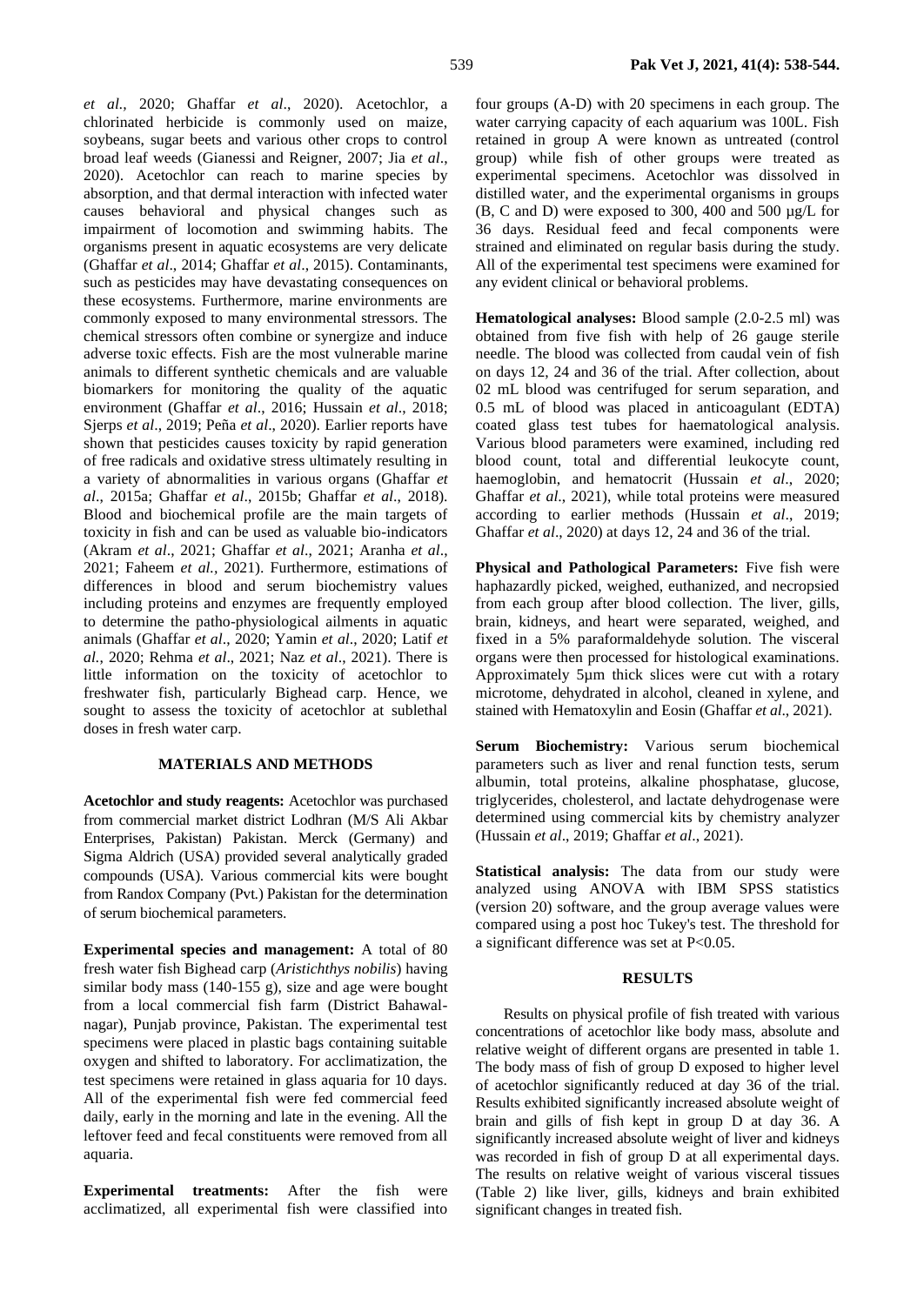*et al.,* 2020; Ghaffar *et al*., 2020). Acetochlor, a chlorinated herbicide is commonly used on maize, soybeans, sugar beets and various other crops to control broad leaf weeds (Gianessi and Reigner, 2007; Jia *et al*., 2020). Acetochlor can reach to marine species by absorption, and that dermal interaction with infected water causes behavioral and physical changes such as impairment of locomotion and swimming habits. The organisms present in aquatic ecosystems are very delicate (Ghaffar *et al*., 2014; Ghaffar *et al*., 2015). Contaminants, such as pesticides may have devastating consequences on these ecosystems. Furthermore, marine environments are commonly exposed to many environmental stressors. The chemical stressors often combine or synergize and induce adverse toxic effects. Fish are the most vulnerable marine animals to different synthetic chemicals and are valuable biomarkers for monitoring the quality of the aquatic environment (Ghaffar *et al*., 2016; Hussain *et al*., 2018; Sjerps *et al*., 2019; Peña *et al*., 2020). Earlier reports have shown that pesticides causes toxicity by rapid generation of free radicals and oxidative stress ultimately resulting in a variety of abnormalities in various organs (Ghaffar *et al*., 2015a; Ghaffar *et al*., 2015b; Ghaffar *et al*., 2018). Blood and biochemical profile are the main targets of toxicity in fish and can be used as valuable bio-indicators (Akram *et al*., 2021; Ghaffar *et al*., 2021; Aranha *et al*., 2021; Faheem *et al.,* 2021). Furthermore, estimations of differences in blood and serum biochemistry values including proteins and enzymes are frequently employed to determine the patho-physiological ailments in aquatic animals (Ghaffar *et al*., 2020; Yamin *et al*., 2020; Latif *et al.,* 2020; Rehma *et al*., 2021; Naz *et al*., 2021). There is little information on the toxicity of acetochlor to freshwater fish, particularly Bighead carp. Hence, we sought to assess the toxicity of acetochlor at sublethal doses in fresh water carp.

## MATERIALS AND METHODS

**Acetochlor and study reagents:** Acetochlor was purchased from commercial market district Lodhran (M/S Ali Akbar Enterprises, Pakistan) Pakistan. Merck (Germany) and Sigma Aldrich (USA) provided several analytically graded compounds (USA). Various commercial kits were bought from Randox Company (Pvt.) Pakistan for the determination of serum biochemical parameters.

**Experimental species and management:** A total of 80 fresh water fish Bighead carp (*Aristichthys nobilis*) having similar body mass (140-155 g), size and age were bought from a local commercial fish farm (District Bahawalnagar), Punjab province, Pakistan. The experimental test specimens were placed in plastic bags containing suitable oxygen and shifted to laboratory. For acclimatization, the test specimens were retained in glass aquaria for 10 days. All of the experimental fish were fed commercial feed daily, early in the morning and late in the evening. All the leftover feed and fecal constituents were removed from all aquaria.

**Experimental treatments:** After the fish were acclimatized, all experimental fish were classified into four groups (A-D) with 20 specimens in each group. The water carrying capacity of each aquarium was 100L. Fish retained in group A were known as untreated (control group) while fish of other groups were treated as experimental specimens. Acetochlor was dissolved in distilled water, and the experimental organisms in groups (B, C and D) were exposed to 300, 400 and 500 µg/L for 36 days. Residual feed and fecal components were strained and eliminated on regular basis during the study. All of the experimental test specimens were examined for any evident clinical or behavioral problems.

**Hematological analyses:** Blood sample (2.0-2.5 ml) was obtained from five fish with help of 26 gauge sterile needle. The blood was collected from caudal vein of fish on days 12, 24 and 36 of the trial. After collection, about 02 mL blood was centrifuged for serum separation, and 0.5 mL of blood was placed in anticoagulant (EDTA) coated glass test tubes for haematological analysis. Various blood parameters were examined, including red blood count, total and differential leukocyte count, haemoglobin, and hematocrit (Hussain *et al*., 2020; Ghaffar *et al*., 2021), while total proteins were measured according to earlier methods (Hussain *et al*., 2019; Ghaffar *et al*., 2020) at days 12, 24 and 36 of the trial.

**Physical and Pathological Parameters:** Five fish were haphazardly picked, weighed, euthanized, and necropsied from each group after blood collection. The liver, gills, brain, kidneys, and heart were separated, weighed, and fixed in a 5% paraformaldehyde solution. The visceral organs were then processed for histological examinations. Approximately 5µm thick slices were cut with a rotary microtome, dehydrated in alcohol, cleaned in xylene, and stained with Hematoxylin and Eosin (Ghaffar *et al*., 2021).

**Serum Biochemistry:** Various serum biochemical parameters such as liver and renal function tests, serum albumin, total proteins, alkaline phosphatase, glucose, triglycerides, cholesterol, and lactate dehydrogenase were determined using commercial kits by chemistry analyzer (Hussain *et al*., 2019; Ghaffar *et al*., 2021).

**Statistical analysis:** The data from our study were analyzed using ANOVA with IBM SPSS statistics (version 20) software, and the group average values were compared using a post hoc Tukey's test. The threshold for a significant difference was set at $P<0.05$.

## RESULTS

Results on physical profile of fish treated with various concentrations of acetochlor like body mass, absolute and relative weight of different organs are presented in table 1. The body mass of fish of group D exposed to higher level of acetochlor significantly reduced at day 36 of the trial. Results exhibited significantly increased absolute weight of brain and gills of fish kept in group D at day 36. A significantly increased absolute weight of liver and kidneys was recorded in fish of group D at all experimental days. The results on relative weight of various visceral tissues (Table 2) like liver, gills, kidneys and brain exhibited significant changes in treated fish.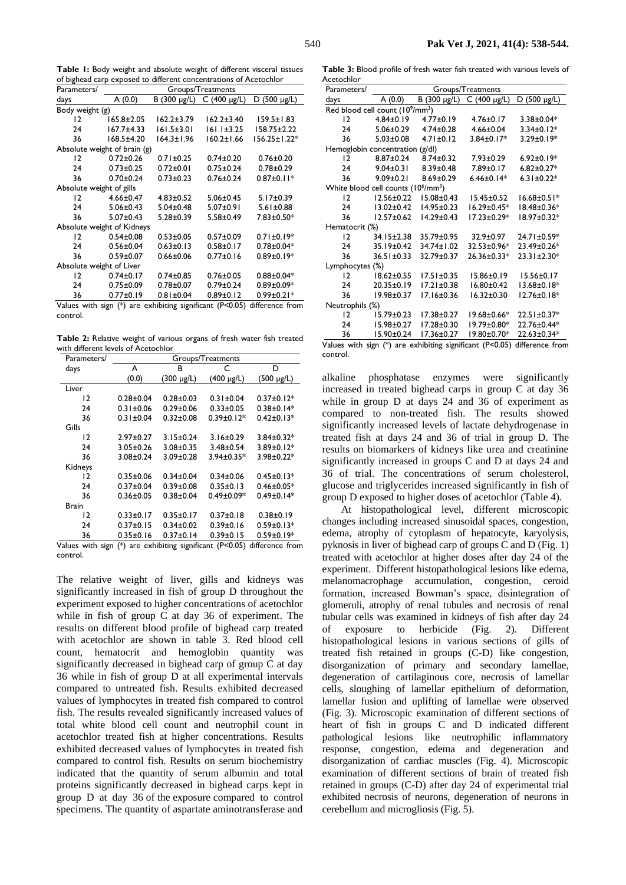**Table 1:** Body weight and absolute weight of different visceral tissues of bighead carp exposed to different concentrations of Acetochlor

| Parameters/ days | Groups/Treatments | | | |
|---|---|---|---|---|
| | A (0.0) | B (300 µg/L) | C (400 µg/L) | D (500 µg/L) |
| Body weight (g) | | | | |
| 12 | 165.8±2.05 | 162.2±3.79 | 162.2±3.40 | 159.5±1.83 |
| 24 | 167.7±4.33 | 161.5±3.01 | 161.1±3.25 | 158.75±2.22 |
| 36 | 168.5±4.20 | 164.3±1.96 | 160.2±1.66 | 156.25±1.22* |
| Absolute weight of brain (g) | | | | |
| 12 | 0.72±0.26 | 0.71±0.25 | 0.74±0.20 | 0.76±0.20 |
| 24 | 0.73±0.25 | 0.72±0.01 | 0.75±0.24 | 0.78±0.29 |
| 36 | 0.70±0.24 | 0.73±0.23 | 0.76±0.24 | 0.87±0.11* |
| Absolute weight of gills | | | | |
| 12 | 4.66±0.47 | 4.83±0.52 | 5.06±0.45 | 5.17±0.39 |
| 24 | 5.06±0.43 | 5.04±0.48 | 5.07±0.91 | 5.61±0.88 |
| 36 | 5.07±0.43 | 5.28±0.39 | 5.58±0.49 | 7.83±0.50* |
| Absolute weight of Kidneys | | | | |
| 12 | 0.54±0.08 | 0.53±0.05 | 0.57±0.09 | 0.71±0.19* |
| 24 | 0.56±0.04 | 0.63±0.13 | 0.58±0.17 | 0.78±0.04* |
| 36 | 0.59±0.07 | 0.66±0.06 | 0.77±0.16 | 0.89±0.19* |
| Absolute weight of Liver | | | | |
| 12 | 0.74±0.17 | 0.74±0.85 | 0.76±0.05 | 0.88±0.04* |
| 24 | 0.75±0.09 | 0.78±0.07 | 0.79±0.24 | 0.89±0.09* |
| 36 | 0.77±0.19 | 0.81±0.04 | 0.89±0.12 | 0.99±0.21* |

Values with sign (*) are exhibiting significant (P<0.05) difference from control.

**Table 2:** Relative weight of various organs of fresh water fish treated with different levels of Acetochlor

| Parameters/ days | Groups/Treatments | | | |
|---|---|---|---|---|
| | A (0.0) | B (300 µg/L) | C (400 µg/L) | D (500 µg/L) |
| Liver | | | | |
| 12 | 0.28±0.04 | 0.28±0.03 | 0.31±0.04 | 0.37±0.12* |
| 24 | 0.31±0.06 | 0.29±0.06 | 0.33±0.05 | 0.38±0.14* |
| 36 | 0.31±0.04 | 0.32±0.08 | 0.39±0.12* | 0.42±0.13* |
| Gills | | | | |
| 12 | 2.97±0.27 | 3.15±0.24 | 3.16±0.29 | 3.84±0.32* |
| 24 | 3.05±0.26 | 3.08±0.35 | 3.48±0.54 | 3.89±0.12* |
| 36 | 3.08±0.24 | 3.09±0.28 | 3.94±0.35* | 3.98±0.22* |
| Kidneys | | | | |
| 12 | 0.35±0.06 | 0.34±0.04 | 0.34±0.06 | 0.45±0.13* |
| 24 | 0.37±0.04 | 0.39±0.08 | 0.35±0.13 | 0.46±0.05* |
| 36 | 0.36±0.05 | 0.38±0.04 | 0.49±0.09* | 0.49±0.14* |
| Brain | | | | |
| 12 | 0.33±0.17 | 0.35±0.17 | 0.37±0.18 | 0.38±0.19 |
| 24 | 0.37±0.15 | 0.34±0.02 | 0.39±0.16 | 0.59±0.13* |
| 36 | 0.35±0.16 | 0.37±0.14 | 0.39±0.15 | 0.59±0.19* |

Values with sign (*) are exhibiting significant (P<0.05) difference from control.

The relative weight of liver, gills and kidneys was significantly increased in fish of group D throughout the experiment exposed to higher concentrations of acetochlor while in fish of group C at day 36 of experiment. The results on different blood profile of bighead carp treated with acetochlor are shown in table 3. Red blood cell count, hematocrit and hemoglobin quantity was significantly decreased in bighead carp of group C at day 36 while in fish of group D at all experimental intervals compared to untreated fish. Results exhibited decreased values of lymphocytes in treated fish compared to control fish. The results revealed significantly increased values of total white blood cell count and neutrophil count in acetochlor treated fish at higher concentrations. Results exhibited decreased values of lymphocytes in treated fish compared to control fish. Results on serum biochemistry indicated that the quantity of serum albumin and total proteins significantly decreased in bighead carps kept in group D at day 36 of the exposure compared to control specimens. The quantity of aspartate aminotransferase and alkaline phosphatase enzymes were significantly increased in treated bighead carps in group C at day 36 while in group D at days 24 and 36 of experiment as compared to non-treated fish. The results showed significantly increased levels of lactate dehydrogenase in treated fish at days 24 and 36 of trial in group D. The results on biomarkers of kidneys like urea and creatinine significantly increased in groups C and D at days 24 and 36 of trial. The concentrations of serum cholesterol, glucose and triglycerides increased significantly in fish of group D exposed to higher doses of acetochlor (Table 4).

**Table 3:** Blood profile of fresh water fish treated with various levels of Acetochlor

| Parameters/ days | Groups/Treatments | | | |
|---|---|---|---|---|
| | A (0.0) | B (300 µg/L) | C (400 µg/L) | D (500 µg/L) |
| Red blood cell count ($10^9$/mm$^3$) | | | | |
| 12 | 4.84±0.19 | 4.77±0.19 | 4.76±0.17 | 3.38±0.04* |
| 24 | 5.06±0.29 | 4.74±0.28 | 4.66±0.04 | 3.34±0.12* |
| 36 | 5.03±0.08 | 4.71±0.12 | 3.84±0.17* | 3.29±0.19* |
| Hemoglobin concentration (g/dl) | | | | |
| 12 | 8.87±0.24 | 8.74±0.32 | 7.93±0.29 | 6.92±0.19* |
| 24 | 9.04±0.31 | 8.39±0.48 | 7.89±0.17 | 6.82±0.27* |
| 36 | 9.09±0.21 | 8.69±0.29 | 6.46±0.14* | 6.31±0.22* |
| White blood cell counts ($10^6$/mm$^3$) | | | | |
| 12 | 12.56±0.22 | 15.08±0.43 | 15.45±0.52 | 16.68±0.51* |
| 24 | 13.02±0.42 | 14.95±0.23 | 16.29±0.45* | 18.48±0.36* |
| 36 | 12.57±0.62 | 14.29±0.43 | 17.23±0.29* | 18.97±0.32* |
| Hematocrit (%) | | | | |
| 12 | 34.15±2.38 | 35.79±0.95 | 32.9±0.97 | 24.71±0.59* |
| 24 | 35.19±0.42 | 34.74±1.02 | 32.53±0.96* | 23.49±0.26* |
| 36 | 36.51±0.33 | 32.79±0.37 | 26.36±0.33* | 23.31±2.30* |
| Lymphocytes (%) | | | | |
| 12 | 18.62±0.55 | 17.51±0.35 | 15.86±0.19 | 15.56±0.17 |
| 24 | 20.35±0.19 | 17.21±0.38 | 16.80±0.42 | 13.68±0.18* |
| 36 | 19.98±0.37 | 17.16±0.36 | 16.32±0.30 | 12.76±0.18* |
| Neutrophils (%) | | | | |
| 12 | 15.79±0.23 | 17.38±0.27 | 19.68±0.66* | 22.51±0.37* |
| 24 | 15.98±0.27 | 17.28±0.30 | 19.79±0.80* | 22.76±0.44* |
| 36 | 15.90±0.24 | 17.36±0.27 | 19.80±0.70* | 22.63±0.34* |

Values with sign (*) are exhibiting significant (P<0.05) difference from control.

At histopathological level, different microscopic changes including increased sinusoidal spaces, congestion, edema, atrophy of cytoplasm of hepatocyte, karyolysis, pyknosis in liver of bighead carp of groups C and D (Fig. 1) treated with acetochlor at higher doses after day 24 of the experiment. Different histopathological lesions like edema, melanomacrophage accumulation, congestion, ceroid formation, increased Bowman's space, disintegration of glomeruli, atrophy of renal tubules and necrosis of renal tubular cells was examined in kidneys of fish after day 24 of exposure to herbicide (Fig. 2). Different histopathological lesions in various sections of gills of treated fish retained in groups (C-D) like congestion, disorganization of primary and secondary lamellae, degeneration of cartilaginous core, necrosis of lamellar cells, sloughing of lamellar epithelium of deformation, lamellar fusion and uplifting of lamellae were observed (Fig. 3). Microscopic examination of different sections of heart of fish in groups C and D indicated different pathological lesions like neutrophilic inflammatory response, congestion, edema and degeneration and disorganization of cardiac muscles (Fig. 4). Microscopic examination of different sections of brain of treated fish retained in groups (C-D) after day 24 of experimental trial exhibited necrosis of neurons, degeneration of neurons in cerebellum and microgliosis (Fig. 5).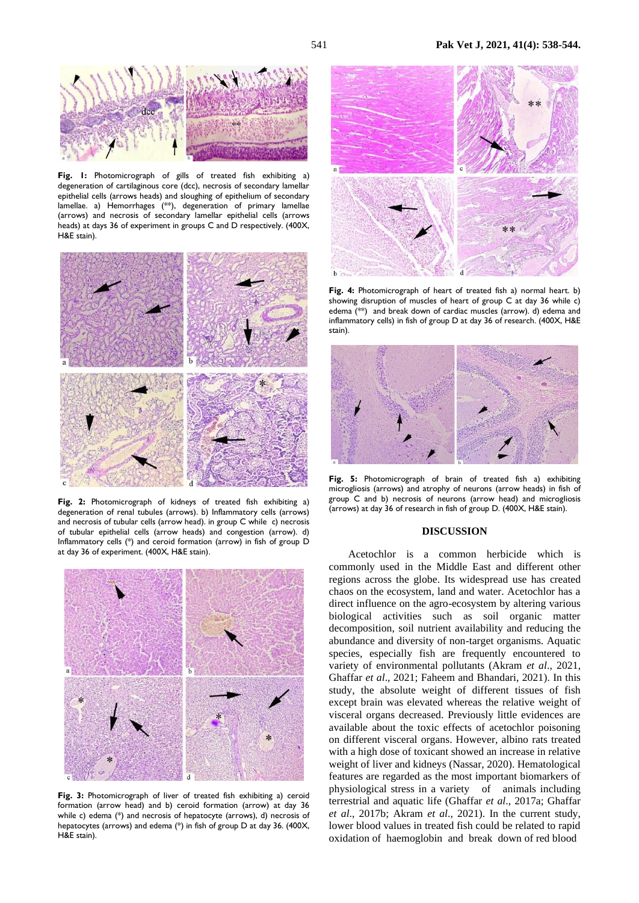**Fig. 1:** Photomicrograph of gills of treated fish exhibiting a) degeneration of cartilaginous core (dcc), necrosis of secondary lamellar epithelial cells (arrows heads) and sloughing of epithelium of secondary lamellae. a) Hemorrhages (**), degeneration of primary lamellae (arrows) and necrosis of secondary lamellar epithelial cells (arrows heads) at days 36 of experiment in groups C and D respectively. (400X, H&E stain).

**Fig. 2:** Photomicrograph of kidneys of treated fish exhibiting a) degeneration of renal tubules (arrows). b) Inflammatory cells (arrows) and necrosis of tubular cells (arrow head). in group C while c) necrosis of tubular epithelial cells (arrow heads) and congestion (arrow). d) Inflammatory cells (*) and ceroid formation (arrow) in fish of group D at day 36 of experiment. (400X, H&E stain).

**Fig. 3:** Photomicrograph of liver of treated fish exhibiting a) ceroid formation (arrow head) and b) ceroid formation (arrow) at day 36 while c) edema (*) and necrosis of hepatocyte (arrows), d) necrosis of hepatocytes (arrows) and edema (*) in fish of group D at day 36. (400X, H&E stain).

**Fig. 4:** Photomicrograph of heart of treated fish a) normal heart. b) showing disruption of muscles of heart of group C at day 36 while c) edema (**) and break down of cardiac muscles (arrow). d) edema and inflammatory cells) in fish of group D at day 36 of research. (400X, H&E stain).

**Fig. 5:** Photomicrograph of brain of treated fish a) exhibiting microgliosis (arrows) and atrophy of neurons (arrow heads) in fish of group C and b) necrosis of neurons (arrow head) and microgliosis (arrows) at day 36 of research in fish of group D. (400X, H&E stain).

## DISCUSSION

Acetochlor is a common herbicide which is commonly used in the Middle East and different other regions across the globe. Its widespread use has created chaos on the ecosystem, land and water. Acetochlor has a direct influence on the agro-ecosystem by altering various biological activities such as soil organic matter decomposition, soil nutrient availability and reducing the abundance and diversity of non-target organisms. Aquatic species, especially fish are frequently encountered to variety of environmental pollutants (Akram *et al*., 2021, Ghaffar *et al*., 2021; Faheem and Bhandari, 2021). In this study, the absolute weight of different tissues of fish except brain was elevated whereas the relative weight of visceral organs decreased. Previously little evidences are available about the toxic effects of acetochlor poisoning on different visceral organs. However, albino rats treated with a high dose of toxicant showed an increase in relative weight of liver and kidneys (Nassar, 2020). Hematological features are regarded as the most important biomarkers of physiological stress in a variety of animals including terrestrial and aquatic life (Ghaffar *et al*., 2017a; Ghaffar *et al*., 2017b; Akram *et al*., 2021). In the current study, lower blood values in treated fish could be related to rapid oxidation of haemoglobin and break down of red blood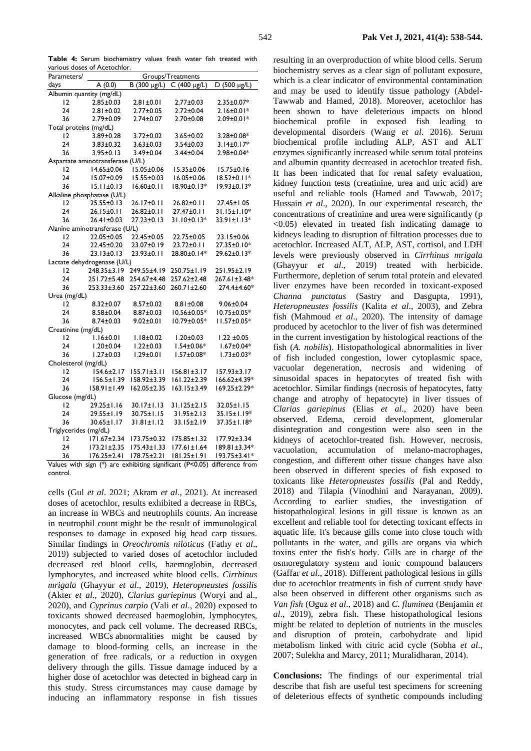**Table 4:** Serum biochemistry values fresh water fish treated with various doses of Acetochlor.

| Parameters/ days | Groups/Treatments | | | |
|---|---|---|---|---|
| | A (0.0) | B (300 µg/L) | C (400 µg/L) | D (500 µg/L) |
| **Albumin quantity (mg/dL)** | | | | |
| 12 | 2.85±0.03 | 2.81±0.01 | 2.77±0.03 | 2.35±0.07* |
| 24 | 2.81±0.02 | 2.77±0.05 | 2.72±0.04 | 2.16±0.01* |
| 36 | 2.79±0.09 | 2.74±0.07 | 2.70±0.08 | 2.09±0.01* |
| **Total proteins (mg/dL)** | | | | |
| 12 | 3.89±0.28 | 3.72±0.02 | 3.65±0.02 | 3.28±0.08* |
| 24 | 3.83±0.32 | 3.63±0.03 | 3.54±0.03 | 3.14±0.17* |
| 36 | 3.95±0.13 | 3.49±0.04 | 3.44±0.04 | 2.98±0.04* |
| **Aspartate aminotransferase (U/L)** | | | | |
| 12 | 14.65±0.06 | 15.05±0.06 | 15.35±0.06 | 15.75±0.16 |
| 24 | 15.07±0.09 | 15.55±0.03 | 16.05±0.06 | 18.52±0.11* |
| 36 | 15.11±0.13 | 16.60±0.11 | 18.90±0.13* | 19.93±0.13* |
| **Alkaline phosphatase (U/L)** | | | | |
| 12 | 25.55±0.13 | 26.17±0.11 | 26.82±0.11 | 27.45±1.05 |
| 24 | 26.15±0.11 | 26.82±0.11 | 27.47±0.11 | 31.15±1.10* |
| 36 | 26.41±0.03 | 27.23±0.13 | 31.10±0.13* | 33.91±1.13* |
| **Alanine aminotransferase (U/L)** | | | | |
| 12 | 22.05±0.05 | 22.45±0.05 | 22.75±0.05 | 23.15±0.06 |
| 24 | 22.45±0.20 | 23.07±0.19 | 23.72±0.11 | 27.35±0.10* |
| 36 | 23.13±0.13 | 23.93±0.11 | 28.80±0.14* | 29.62±0.13* |
| **Lactate dehydrogenase (U/L)** | | | | |
| 12 | 248.35±3.19 | 249.55±4.19 | 250.75±1.19 | 251.95±2.19 |
| 24 | 251.72±5.48 | 254.67±4.48 | 257.62±2.48 | 267.61±3.48* |
| 36 | 253.33±3.60 | 257.22±3.60 | 260.71±2.60 | 274.4±4.60* |
| **Urea (mg/dL)** | | | | |
| 12 | 8.32±0.07 | 8.57±0.02 | 8.81±0.08 | 9.06±0.04 |
| 24 | 8.58±0.04 | 8.87±0.03 | 10.56±0.05* | 10.75±0.05* |
| 36 | 8.74±0.03 | 9.02±0.01 | 10.79±0.05* | 11.57±0.05* |
| **Creatinine (mg/dL)** | | | | |
| 12 | 1.16±0.01 | 1.18±0.02 | 1.20±0.03 | 1.22 ±0.05 |
| 24 | 1.20±0.04 | 1.22±0.03 | 1.54±0.06* | 1.67±0.04* |
| 36 | 1.27±0.03 | 1.29±0.01 | 1.57±0.08* | 1.73±0.03* |
| **Cholesterol (mg/dL)** | | | | |
| 12 | 154.6±2.17 | 155.71±3.11 | 156.81±3.17 | 157.93±3.17 |
| 24 | 156.5±1.39 | 158.92±3.39 | 161.22±2.39 | 166.62±4.39* |
| 36 | 158.91±1.49 | 162.05±2.35 | 163.15±3.49 | 169.25±2.29* |
| **Glucose (mg/dL)** | | | | |
| 12 | 29.25±1.16 | 30.17±1.13 | 31.125±2.15 | 32.05±1.15 |
| 24 | 29.55±1.19 | 30.75±1.15 | 31.95±2.13 | 35.15±1.19* |
| 36 | 30.65±1.17 | 31.81±1.12 | 33.15±2.19 | 37.35±1.18* |
| **Triglycerides (mg/dL)** | | | | |
| 12 | 171.67±2.34 | 173.75±0.32 | 175.85±1.32 | 177.92±3.34 |
| 24 | 173.21±2.35 | 175.43±1.33 | 177.61±1.64 | 189.81±3.34* |
| 36 | 176.25±2.41 | 178.75±2.21 | 181.25±1.91 | 193.75±3.41* |

Values with sign (*) are exhibiting significant (P<0.05) difference from control.

cells (Gul *et al*. 2021; Akram *et al*., 2021). At increased doses of acetochlor, results exhibited a decrease in RBCs, an increase in WBCs and neutrophils counts. An increase in neutrophil count might be the result of immunological responses to damage in exposed big head carp tissues. Similar findings in *Oreochromis niloticus* (Fathy *et al*., 2019) subjected to varied doses of acetochlor included decreased red blood cells, haemoglobin, decreased lymphocytes, and increased white blood cells. *Cirrhinus mrigala* (Ghayyur *et al*., 2019), *Heteropneustes fossilis* (Akter *et al*., 2020), *Clarias gariepinus* (Woryi and al., 2020), and *Cyprinus carpio* (Vali *et al*., 2020) exposed to toxicants showed decreased haemoglobin, lymphocytes, monocytes, and pack cell volume. The decreased RBCs, increased WBCs abnormalities might be caused by damage to blood-forming cells, an increase in the generation of free radicals, or a reduction in oxygen delivery through the gills. Tissue damage induced by a higher dose of acetochlor was detected in bighead carp in this study. Stress circumstances may cause damage by inducing an inflammatory response in fish tissues resulting in an overproduction of white blood cells. Serum biochemistry serves as a clear sign of pollutant exposure, which is a clear indicator of environmental contamination and may be used to identify tissue pathology (Abdel-Tawwab and Hamed, 2018). Moreover, acetochlor has been shown to have deleterious impacts on blood biochemical profile in exposed fish leading to developmental disorders (Wang *et al.* 2016). Serum biochemical profile including ALP, AST and ALT enzymes significantly increased while serum total proteins and albumin quantity decreased in acetochlor treated fish. It has been indicated that for renal safety evaluation, kidney function tests (creatinine, urea and uric acid) are useful and reliable tools (Hamed and Tawwab, 2017; Hussain *et al*., 2020). In our experimental research, the concentrations of creatinine and urea were significantly ($p < 0.05$) elevated in treated fish indicating damage to kidneys leading to disruption of filtration processes due to acetochlor. Increased ALT, ALP, AST, cortisol, and LDH levels were previously observed in *Cirrhinus mrigala* (Ghayyur *et al*., 2019) treated with herbicide. Furthermore, depletion of serum total protein and elevated liver enzymes have been recorded in toxicant-exposed *Channa punctatus* (Sastry and Dasgupta, 1991), *Heteropneustes fossilis* (Kalita *et al*., 2003), and Zebra fish (Mahmoud *et al*., 2020). The intensity of damage produced by acetochlor to the liver of fish was determined in the current investigation by histological reactions of the fish (*A. nobilis*). Histopathological abnormalities in liver of fish included congestion, lower cytoplasmic space, vacuolar degeneration, necrosis and widening of sinusoidal spaces in hepatocytes of treated fish with acetochlor. Similar findings (necrosis of hepatocytes, fatty change and atrophy of hepatocyte) in liver tissues of *Clarias gariepinus* (Elias *et al*., 2020) have been observed. Edema, ceroid development, glomerular disintegration and congestion were also seen in the kidneys of acetochlor-treated fish. However, necrosis, vacuolation, accumulation of melano-macrophages, congestion, and different other tissue changes have also been observed in different species of fish exposed to toxicants like *Heteropneustes fossilis* (Pal and Reddy, 2018) and Tilapia (Vinodhini and Narayanan, 2009). According to earlier studies, the investigation of histopathological lesions in gill tissue is known as an excellent and reliable tool for detecting toxicant effects in aquatic life. It's because gills come into close touch with pollutants in the water, and gills are organs via which toxins enter the fish's body. Gills are in charge of the osmoregulatory system and ionic compound balancers (Gaffar *et al*., 2018). Different pathological lesions in gills due to acetochlor treatments in fish of current study have also been observed in different other organisms such as *Van fish* (Oguz *et al*., 2018) and *C. fluminea* (Benjamin *et al*., 2019), zebra fish. These histopathological lesions might be related to depletion of nutrients in the muscles and disruption of protein, carbohydrate and lipid metabolism linked with citric acid cycle (Sobha *et al*., 2007; Sulekha and Marcy, 2011; Muralidharan, 2014).

**Conclusions:** The findings of our experimental trial describe that fish are useful test specimens for screening of deleterious effects of synthetic compounds including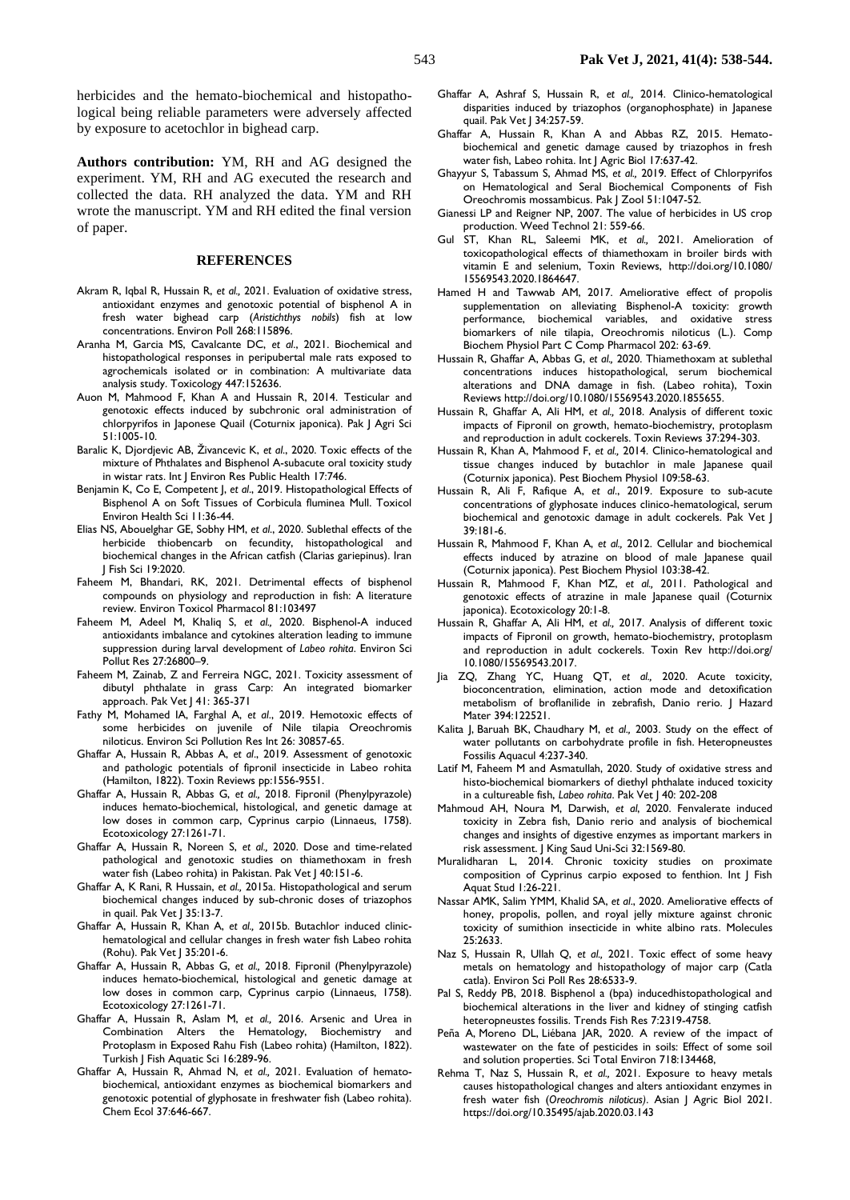herbicides and the hemato-biochemical and histopathological being reliable parameters were adversely affected by exposure to acetochlor in bighead carp.

**Authors contribution:** YM, RH and AG designed the experiment. YM, RH and AG executed the research and collected the data. RH analyzed the data. YM and RH wrote the manuscript. YM and RH edited the final version of paper.

## REFERENCES

- Akram R, Iqbal R, Hussain R, *et al.,* 2021. Evaluation of oxidative stress, antioxidant enzymes and genotoxic potential of bisphenol A in fresh water bighead carp (*Aristichthys nobils*) fish at low concentrations. Environ Poll 268:115896.
- Aranha M, Garcia MS, Cavalcante DC, *et al*., 2021. Biochemical and histopathological responses in peripubertal male rats exposed to agrochemicals isolated or in combination: A multivariate data analysis study. Toxicology 447:152636.
- Auon M, Mahmood F, Khan A and Hussain R, 2014. Testicular and genotoxic effects induced by subchronic oral administration of chlorpyrifos in Japonese Quail (Coturnix japonica). Pak J Agri Sci 51:1005-10.
- Baralic K, Djordjevic AB, Živancevic K, *et al*., 2020. Toxic effects of the mixture of Phthalates and Bisphenol A-subacute oral toxicity study in wistar rats. Int J Environ Res Public Health 17:746.
- Benjamin K, Co E, Competent J, *et al*., 2019. Histopathological Effects of Bisphenol A on Soft Tissues of Corbicula fluminea Mull. Toxicol Environ Health Sci 11:36-44.
- Elias NS, Abouelghar GE, Sobhy HM, *et al*., 2020. Sublethal effects of the herbicide thiobencarb on fecundity, histopathological and biochemical changes in the African catfish (Clarias gariepinus). Iran J Fish Sci 19:2020.
- Faheem M, Bhandari, RK, 2021. Detrimental effects of bisphenol compounds on physiology and reproduction in fish: A literature review. Environ Toxicol Pharmacol 81:103497
- Faheem M, Adeel M, Khaliq S, *et al.,* 2020. Bisphenol-A induced antioxidants imbalance and cytokines alteration leading to immune suppression during larval development of *Labeo rohita*. Environ Sci Pollut Res 27:26800–9.
- Faheem M, Zainab, Z and Ferreira NGC, 2021. Toxicity assessment of dibutyl phthalate in grass Carp: An integrated biomarker approach. Pak Vet J 41: 365-371
- Fathy M, Mohamed IA, Farghal A, *et al*., 2019. Hemotoxic effects of some herbicides on juvenile of Nile tilapia Oreochromis niloticus. Environ Sci Pollution Res Int 26: 30857-65.
- Ghaffar A, Hussain R, Abbas A, *et al*., 2019. Assessment of genotoxic and pathologic potentials of fipronil insecticide in Labeo rohita (Hamilton, 1822). Toxin Reviews pp:1556-9551.
- Ghaffar A, Hussain R, Abbas G, *et al.,* 2018. Fipronil (Phenylpyrazole) induces hemato-biochemical, histological, and genetic damage at low doses in common carp, Cyprinus carpio (Linnaeus, 1758). Ecotoxicology 27:1261-71.
- Ghaffar A, Hussain R, Noreen S, *et al.,* 2020. Dose and time-related pathological and genotoxic studies on thiamethoxam in fresh water fish (Labeo rohita) in Pakistan. Pak Vet J 40:151-6.
- Ghaffar A, K Rani, R Hussain, *et al.,* 2015a. Histopathological and serum biochemical changes induced by sub-chronic doses of triazophos in quail. Pak Vet J 35:13-7.
- Ghaffar A, Hussain R, Khan A, *et al.,* 2015b. Butachlor induced clinic-hematological and cellular changes in fresh water fish Labeo rohita (Rohu). Pak Vet J 35:201-6.
- Ghaffar A, Hussain R, Abbas G, *et al.,* 2018. Fipronil (Phenylpyrazole) induces hemato-biochemical, histological and genetic damage at low doses in common carp, Cyprinus carpio (Linnaeus, 1758). Ecotoxicology 27:1261-71.
- Ghaffar A, Hussain R, Aslam M, *et al.,* 2016. Arsenic and Urea in Combination Alters the Hematology, Biochemistry and Protoplasm in Exposed Rahu Fish (Labeo rohita) (Hamilton, 1822). Turkish J Fish Aquatic Sci 16:289-96.
- Ghaffar A, Hussain R, Ahmad N, *et al.,* 2021. Evaluation of hemato-biochemical, antioxidant enzymes as biochemical biomarkers and genotoxic potential of glyphosate in freshwater fish (Labeo rohita). Chem Ecol 37:646-667.
- Ghaffar A, Ashraf S, Hussain R, *et al.,* 2014. Clinico-hematological disparities induced by triazophos (organophosphate) in Japanese quail. Pak Vet J 34:257-59.
- Ghaffar A, Hussain R, Khan A and Abbas RZ, 2015. Hemato-biochemical and genetic damage caused by triazophos in fresh water fish, Labeo rohita. Int J Agric Biol 17:637-42.
- Ghayyur S, Tabassum S, Ahmad MS, *et al.,* 2019. Effect of Chlorpyrifos on Hematological and Seral Biochemical Components of Fish Oreochromis mossambicus. Pak J Zool 51:1047-52.
- Gianessi LP and Reigner NP, 2007. The value of herbicides in US crop production. Weed Technol 21: 559-66.
- Gul ST, Khan RL, Saleemi MK, *et al.,* 2021. Amelioration of toxicopathological effects of thiamethoxam in broiler birds with vitamin E and selenium, Toxin Reviews, http://doi.org/10.1080/15569543.2020.1864647.
- Hamed H and Tawwab AM, 2017. Ameliorative effect of propolis supplementation on alleviating Bisphenol-A toxicity: growth performance, biochemical variables, and oxidative stress biomarkers of nile tilapia, Oreochromis niloticus (L.). Comp Biochem Physiol Part C Comp Pharmacol 202: 63-69.
- Hussain R, Ghaffar A, Abbas G, *et al.,* 2020. Thiamethoxam at sublethal concentrations induces histopathological, serum biochemical alterations and DNA damage in fish. (Labeo rohita), Toxin Reviews http://doi.org/10.1080/15569543.2020.1855655.
- Hussain R, Ghaffar A, Ali HM, *et al.,* 2018. Analysis of different toxic impacts of Fipronil on growth, hemato-biochemistry, protoplasm and reproduction in adult cockerels. Toxin Reviews 37:294-303.
- Hussain R, Khan A, Mahmood F, *et al.,* 2014. Clinico-hematological and tissue changes induced by butachlor in male Japanese quail (Coturnix japonica). Pest Biochem Physiol 109:58-63.
- Hussain R, Ali F, Rafique A, *et al*., 2019. Exposure to sub-acute concentrations of glyphosate induces clinico-hematological, serum biochemical and genotoxic damage in adult cockerels. Pak Vet J 39:181-6.
- Hussain R, Mahmood F, Khan A, *et al.,* 2012. Cellular and biochemical effects induced by atrazine on blood of male Japanese quail (Coturnix japonica). Pest Biochem Physiol 103:38-42.
- Hussain R, Mahmood F, Khan MZ, *et al.,* 2011. Pathological and genotoxic effects of atrazine in male Japanese quail (Coturnix japonica). Ecotoxicology 20:1-8.
- Hussain R, Ghaffar A, Ali HM, *et al.,* 2017. Analysis of different toxic impacts of Fipronil on growth, hemato-biochemistry, protoplasm and reproduction in adult cockerels. Toxin Rev http://doi.org/10.1080/15569543.2017.
- Jia ZQ, Zhang YC, Huang QT, *et al.,* 2020. Acute toxicity, bioconcentration, elimination, action mode and detoxification metabolism of broflanilide in zebrafish, Danio rerio. J Hazard Mater 394:122521.
- Kalita J, Baruah BK, Chaudhary M, *et al.,* 2003. Study on the effect of water pollutants on carbohydrate profile in fish. Heteropneustes Fossilis Aquacul 4:237-340.
- Latif M, Faheem M and Asmatullah, 2020. Study of oxidative stress and histo-biochemical biomarkers of diethyl phthalate induced toxicity in a cultureable fish, *Labeo rohita*. Pak Vet J 40: 202-208
- Mahmoud AH, Noura M, Darwish, *et al,* 2020. Fenvalerate induced toxicity in Zebra fish, Danio rerio and analysis of biochemical changes and insights of digestive enzymes as important markers in risk assessment. J King Saud Uni-Sci 32:1569-80.
- Muralidharan L, 2014. Chronic toxicity studies on proximate composition of Cyprinus carpio exposed to fenthion. Int J Fish Aquat Stud 1:26-221.
- Nassar AMK, Salim YMM, Khalid SA, *et al*., 2020. Ameliorative effects of honey, propolis, pollen, and royal jelly mixture against chronic toxicity of sumithion insecticide in white albino rats. Molecules 25:2633.
- Naz S, Hussain R, Ullah Q, *et al.,* 2021. Toxic effect of some heavy metals on hematology and histopathology of major carp (Catla catla). Environ Sci Poll Res 28:6533-9.
- Pal S, Reddy PB, 2018. Bisphenol a (bpa) inducedhistopathological and biochemical alterations in the liver and kidney of stinging catfish heteropneustes fossilis. Trends Fish Res 7:2319-4758.
- Peña A, Moreno DL, Liébana JAR, 2020. A review of the impact of wastewater on the fate of pesticides in soils: Effect of some soil and solution properties. Sci Total Environ 718:134468,
- Rehma T, Naz S, Hussain R, *et al.,* 2021. Exposure to heavy metals causes histopathological changes and alters antioxidant enzymes in fresh water fish (*Oreochromis niloticus*). Asian J Agric Biol 2021. https://doi.org/10.35495/ajab.2020.03.143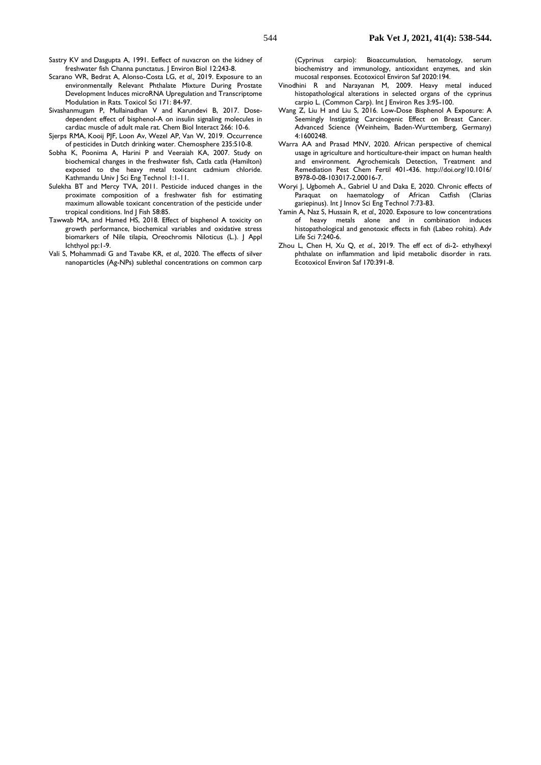Sastry KV and Dasgupta A, 1991. Eeffect of nuvacron on the kidney of freshwater fish Channa punctatus. J Environ Biol 12:243-8.

Scarano WR, Bedrat A, Alonso-Costa LG, *et al.,* 2019. Exposure to an environmentally Relevant Phthalate Mixture During Prostate Development Induces microRNA Upregulation and Transcriptome Modulation in Rats. Toxicol Sci 171: 84-97.

Sivashanmugam P, Mullainadhan V and Karundevi B, 2017. Dose-dependent effect of bisphenol-A on insulin signaling molecules in cardiac muscle of adult male rat. Chem Biol Interact 266: 10-6.

Sjerps RMA, Kooij PJF, Loon Av, Wezel AP, Van W, 2019. Occurrence of pesticides in Dutch drinking water. Chemosphere 235:510-8.

Sobha K, Poonima A, Harini P and Veeraiah KA, 2007. Study on biochemical changes in the freshwater fish, Catla catla (Hamilton) exposed to the heavy metal toxicant cadmium chloride. Kathmandu Univ J Sci Eng Technol 1:1-11.

Sulekha BT and Mercy TVA, 2011. Pesticide induced changes in the proximate composition of a freshwater fish for estimating maximum allowable toxicant concentration of the pesticide under tropical conditions. Ind J Fish 58:85.

Tawwab MA, and Hamed HS, 2018. Effect of bisphenol A toxicity on growth performance, biochemical variables and oxidative stress biomarkers of Nile tilapia, Oreochromis Niloticus (L.). J Appl Ichthyol pp:1-9.

Vali S, Mohammadi G and Tavabe KR, *et al.,* 2020. The effects of silver nanoparticles (Ag-NPs) sublethal concentrations on common carp (Cyprinus carpio): Bioaccumulation, hematology, serum biochemistry and immunology, antioxidant enzymes, and skin mucosal responses. Ecotoxicol Environ Saf 2020:194.

Vinodhini R and Narayanan M, 2009. Heavy metal induced histopathological alterations in selected organs of the cyprinus carpio L. (Common Carp). Int J Environ Res 3:95-100.

Wang Z, Liu H and Liu S, 2016. Low-Dose Bisphenol A Exposure: A Seemingly Instigating Carcinogenic Effect on Breast Cancer. Advanced Science (Weinheim, Baden-Wurttemberg, Germany) 4:1600248.

Warra AA and Prasad MNV, 2020. African perspective of chemical usage in agriculture and horticulture-their impact on human health and environment. Agrochemicals Detection, Treatment and Remediation Pest Chem Fertil 401-436. http://doi.org/10.1016/B978-0-08-103017-2.00016-7.

Woryi J, Ugbomeh A., Gabriel U and Daka E, 2020. Chronic effects of Paraquat on haematology of African Catfish (Clarias gariepinus). Int J Innov Sci Eng Technol 7:73-83.

Yamin A, Naz S, Hussain R, *et al.,* 2020. Exposure to low concentrations of heavy metals alone and in combination induces histopathological and genotoxic effects in fish (Labeo rohita). Adv Life Sci 7:240-6.

Zhou L, Chen H, Xu Q, *et al*., 2019. The eff ect of di-2- ethylhexyl phthalate on inflammation and lipid metabolic disorder in rats. Ecotoxicol Environ Saf 170:391-8.